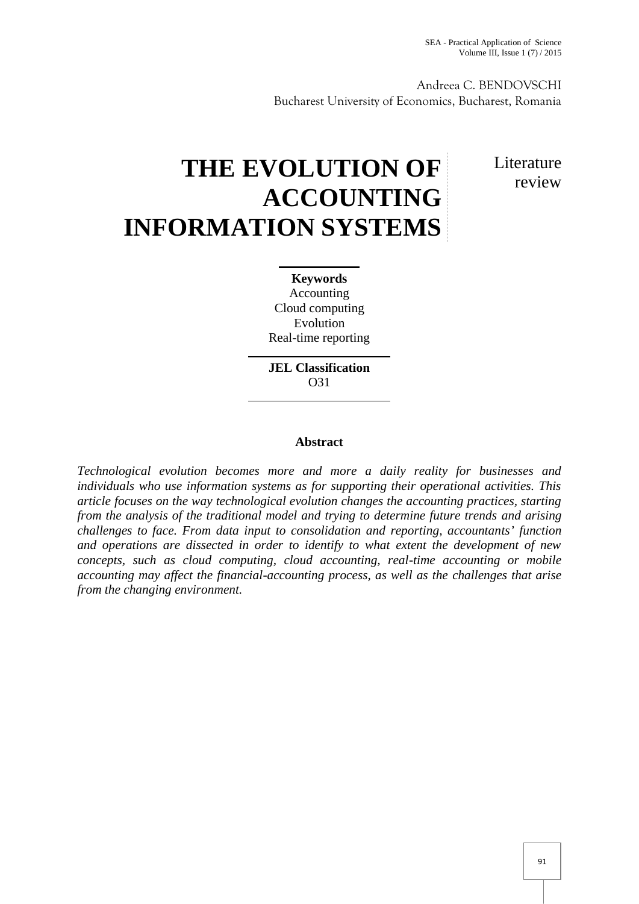Andreea C. BENDOVSCHI
Bucharest University of Economics, Bucharest, Romania

# THE EVOLUTION OF ACCOUNTING INFORMATION SYSTEMS

Literature review

**Keywords**
Accounting
Cloud computing
Evolution
Real-time reporting

**JEL Classification**
O31

## Abstract

*Technological evolution becomes more and more a daily reality for businesses and individuals who use information systems as for supporting their operational activities. This article focuses on the way technological evolution changes the accounting practices, starting from the analysis of the traditional model and trying to determine future trends and arising challenges to face. From data input to consolidation and reporting, accountants' function and operations are dissected in order to identify to what extent the development of new concepts, such as cloud computing, cloud accounting, real-time accounting or mobile accounting may affect the financial-accounting process, as well as the challenges that arise from the changing environment.*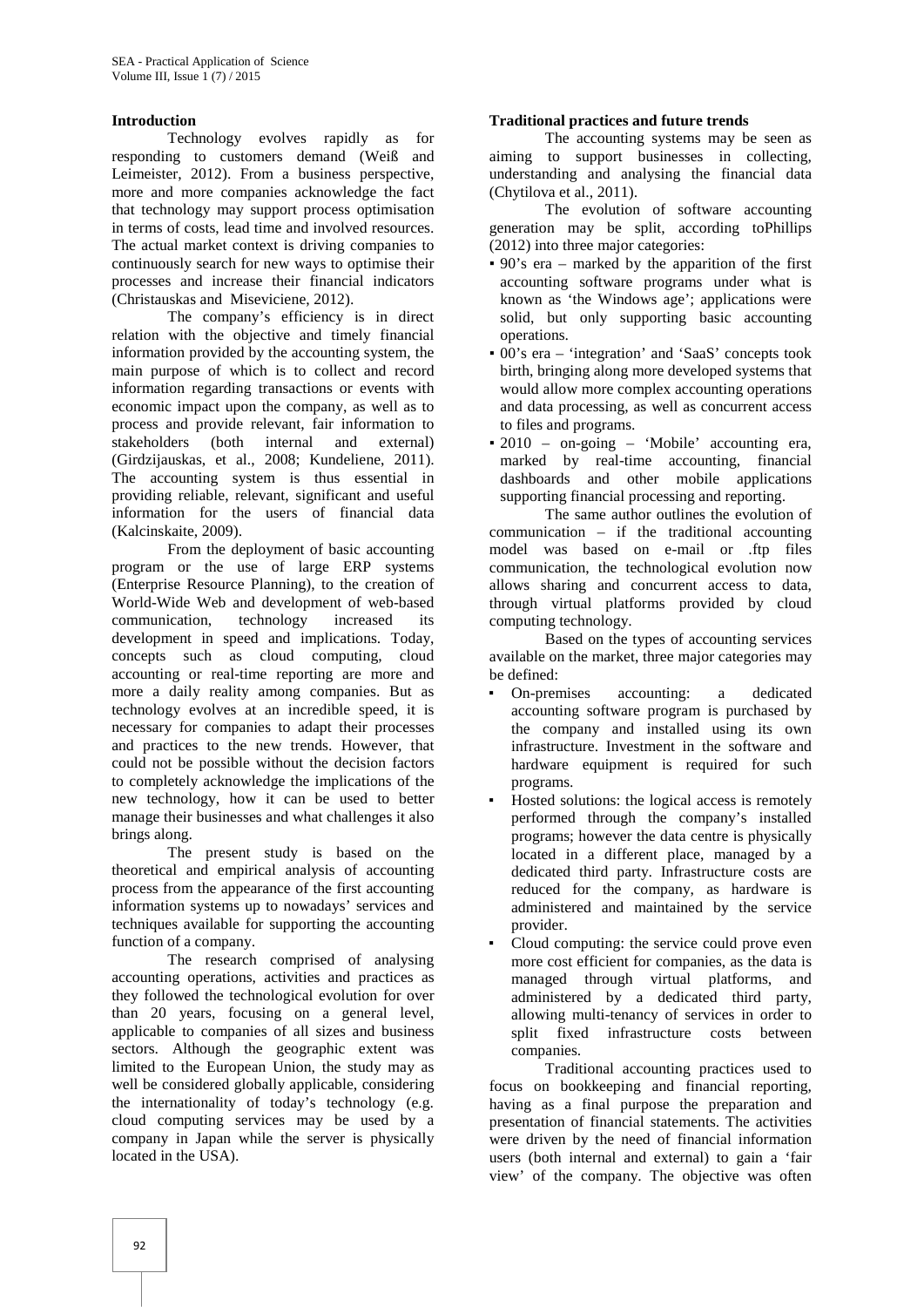**Introduction**

Technology evolves rapidly as for responding to customers demand (Weiß and Leimeister, 2012). From a business perspective, more and more companies acknowledge the fact that technology may support process optimisation in terms of costs, lead time and involved resources. The actual market context is driving companies to continuously search for new ways to optimise their processes and increase their financial indicators (Christauskas and Miseviciene, 2012).

The company's efficiency is in direct relation with the objective and timely financial information provided by the accounting system, the main purpose of which is to collect and record information regarding transactions or events with economic impact upon the company, as well as to process and provide relevant, fair information to stakeholders (both internal and external) (Girdzijauskas, et al., 2008; Kundeliene, 2011). The accounting system is thus essential in providing reliable, relevant, significant and useful information for the users of financial data (Kalcinskaite, 2009).

From the deployment of basic accounting program or the use of large ERP systems (Enterprise Resource Planning), to the creation of World-Wide Web and development of web-based communication, technology increased its development in speed and implications. Today, concepts such as cloud computing, cloud accounting or real-time reporting are more and more a daily reality among companies. But as technology evolves at an incredible speed, it is necessary for companies to adapt their processes and practices to the new trends. However, that could not be possible without the decision factors to completely acknowledge the implications of the new technology, how it can be used to better manage their businesses and what challenges it also brings along.

The present study is based on the theoretical and empirical analysis of accounting process from the appearance of the first accounting information systems up to nowadays' services and techniques available for supporting the accounting function of a company.

The research comprised of analysing accounting operations, activities and practices as they followed the technological evolution for over than 20 years, focusing on a general level, applicable to companies of all sizes and business sectors. Although the geographic extent was limited to the European Union, the study may as well be considered globally applicable, considering the internationality of today's technology (e.g. cloud computing services may be used by a company in Japan while the server is physically located in the USA).

**Traditional practices and future trends**

The accounting systems may be seen as aiming to support businesses in collecting, understanding and analysing the financial data (Chytilova et al., 2011).

The evolution of software accounting generation may be split, according toPhillips (2012) into three major categories:

- 90's era – marked by the apparition of the first accounting software programs under what is known as 'the Windows age'; applications were solid, but only supporting basic accounting operations.
- 00's era – 'integration' and 'SaaS' concepts took birth, bringing along more developed systems that would allow more complex accounting operations and data processing, as well as concurrent access to files and programs.
- 2010 – on-going – 'Mobile' accounting era, marked by real-time accounting, financial dashboards and other mobile applications supporting financial processing and reporting.

The same author outlines the evolution of communication – if the traditional accounting model was based on e-mail or .ftp files communication, the technological evolution now allows sharing and concurrent access to data, through virtual platforms provided by cloud computing technology.

Based on the types of accounting services available on the market, three major categories may be defined:

- On-premises accounting: a dedicated accounting software program is purchased by the company and installed using its own infrastructure. Investment in the software and hardware equipment is required for such programs.
- Hosted solutions: the logical access is remotely performed through the company's installed programs; however the data centre is physically located in a different place, managed by a dedicated third party. Infrastructure costs are reduced for the company, as hardware is administered and maintained by the service provider.
- Cloud computing: the service could prove even more cost efficient for companies, as the data is managed through virtual platforms, and administered by a dedicated third party, allowing multi-tenancy of services in order to split fixed infrastructure costs between companies.

Traditional accounting practices used to focus on bookkeeping and financial reporting, having as a final purpose the preparation and presentation of financial statements. The activities were driven by the need of financial information users (both internal and external) to gain a 'fair view' of the company. The objective was often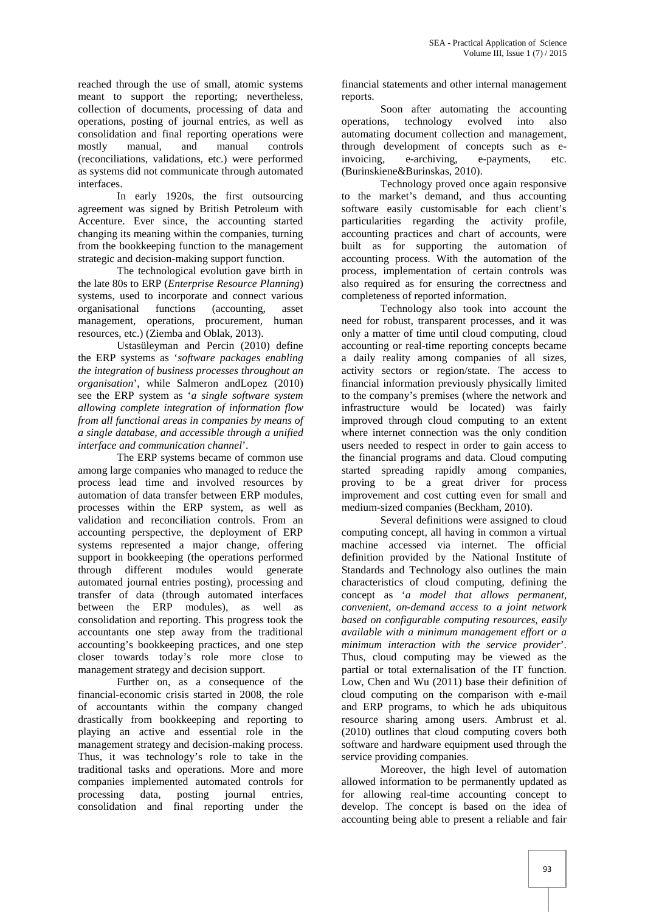reached through the use of small, atomic systems meant to support the reporting; nevertheless, collection of documents, processing of data and operations, posting of journal entries, as well as consolidation and final reporting operations were mostly manual, and manual controls (reconciliations, validations, etc.) were performed as systems did not communicate through automated interfaces.

In early 1920s, the first outsourcing agreement was signed by British Petroleum with Accenture. Ever since, the accounting started changing its meaning within the companies, turning from the bookkeeping function to the management strategic and decision-making support function.

The technological evolution gave birth in the late 80s to ERP (*Enterprise Resource Planning*) systems, used to incorporate and connect various organisational functions (accounting, asset management, operations, procurement, human resources, etc.) (Ziemba and Oblak, 2013).

Ustasüleyman and Percin (2010) define the ERP systems as '*software packages enabling the integration of business processes throughout an organisation*', while Salmeron andLopez (2010) see the ERP system as '*a single software system allowing complete integration of information flow from all functional areas in companies by means of a single database, and accessible through a unified interface and communication channel*'.

The ERP systems became of common use among large companies who managed to reduce the process lead time and involved resources by automation of data transfer between ERP modules, processes within the ERP system, as well as validation and reconciliation controls. From an accounting perspective, the deployment of ERP systems represented a major change, offering support in bookkeeping (the operations performed through different modules would generate automated journal entries posting), processing and transfer of data (through automated interfaces between the ERP modules), as well as consolidation and reporting. This progress took the accountants one step away from the traditional accounting's bookkeeping practices, and one step closer towards today's role more close to management strategy and decision support.

Further on, as a consequence of the financial-economic crisis started in 2008, the role of accountants within the company changed drastically from bookkeeping and reporting to playing an active and essential role in the management strategy and decision-making process. Thus, it was technology's role to take in the traditional tasks and operations. More and more companies implemented automated controls for processing data, posting journal entries, consolidation and final reporting under the financial statements and other internal management reports.

Soon after automating the accounting operations, technology evolved into also automating document collection and management, through development of concepts such as e-invoicing, e-archiving, e-payments, etc. (Burinskiene&Burinskas, 2010).

Technology proved once again responsive to the market's demand, and thus accounting software easily customisable for each client's particularities regarding the activity profile, accounting practices and chart of accounts, were built as for supporting the automation of accounting process. With the automation of the process, implementation of certain controls was also required as for ensuring the correctness and completeness of reported information.

Technology also took into account the need for robust, transparent processes, and it was only a matter of time until cloud computing, cloud accounting or real-time reporting concepts became a daily reality among companies of all sizes, activity sectors or region/state. The access to financial information previously physically limited to the company's premises (where the network and infrastructure would be located) was fairly improved through cloud computing to an extent where internet connection was the only condition users needed to respect in order to gain access to the financial programs and data. Cloud computing started spreading rapidly among companies, proving to be a great driver for process improvement and cost cutting even for small and medium-sized companies (Beckham, 2010).

Several definitions were assigned to cloud computing concept, all having in common a virtual machine accessed via internet. The official definition provided by the National Institute of Standards and Technology also outlines the main characteristics of cloud computing, defining the concept as '*a model that allows permanent, convenient, on-demand access to a joint network based on configurable computing resources, easily available with a minimum management effort or a minimum interaction with the service provider*'. Thus, cloud computing may be viewed as the partial or total externalisation of the IT function. Low, Chen and Wu (2011) base their definition of cloud computing on the comparison with e-mail and ERP programs, to which he ads ubiquitous resource sharing among users. Ambrust et al. (2010) outlines that cloud computing covers both software and hardware equipment used through the service providing companies.

Moreover, the high level of automation allowed information to be permanently updated as for allowing real-time accounting concept to develop. The concept is based on the idea of accounting being able to present a reliable and fair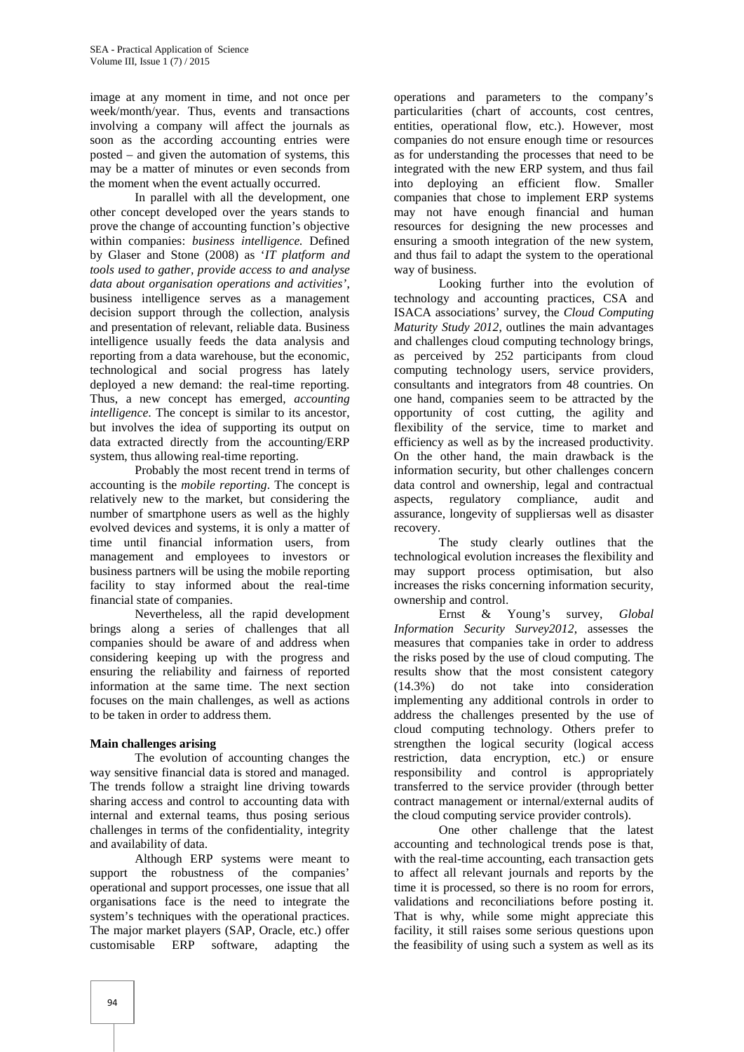image at any moment in time, and not once per week/month/year. Thus, events and transactions involving a company will affect the journals as soon as the according accounting entries were posted – and given the automation of systems, this may be a matter of minutes or even seconds from the moment when the event actually occurred.

In parallel with all the development, one other concept developed over the years stands to prove the change of accounting function's objective within companies: *business intelligence.* Defined by Glaser and Stone (2008) as '*IT platform and tools used to gather, provide access to and analyse data about organisation operations and activities*', business intelligence serves as a management decision support through the collection, analysis and presentation of relevant, reliable data. Business intelligence usually feeds the data analysis and reporting from a data warehouse, but the economic, technological and social progress has lately deployed a new demand: the real-time reporting. Thus, a new concept has emerged, *accounting intelligence*. The concept is similar to its ancestor, but involves the idea of supporting its output on data extracted directly from the accounting/ERP system, thus allowing real-time reporting.

Probably the most recent trend in terms of accounting is the *mobile reporting*. The concept is relatively new to the market, but considering the number of smartphone users as well as the highly evolved devices and systems, it is only a matter of time until financial information users, from management and employees to investors or business partners will be using the mobile reporting facility to stay informed about the real-time financial state of companies.

Nevertheless, all the rapid development brings along a series of challenges that all companies should be aware of and address when considering keeping up with the progress and ensuring the reliability and fairness of reported information at the same time. The next section focuses on the main challenges, as well as actions to be taken in order to address them.

**Main challenges arising**

The evolution of accounting changes the way sensitive financial data is stored and managed. The trends follow a straight line driving towards sharing access and control to accounting data with internal and external teams, thus posing serious challenges in terms of the confidentiality, integrity and availability of data.

Although ERP systems were meant to support the robustness of the companies' operational and support processes, one issue that all organisations face is the need to integrate the system's techniques with the operational practices. The major market players (SAP, Oracle, etc.) offer customisable ERP software, adapting the operations and parameters to the company's particularities (chart of accounts, cost centres, entities, operational flow, etc.). However, most companies do not ensure enough time or resources as for understanding the processes that need to be integrated with the new ERP system, and thus fail into deploying an efficient flow. Smaller companies that chose to implement ERP systems may not have enough financial and human resources for designing the new processes and ensuring a smooth integration of the new system, and thus fail to adapt the system to the operational way of business.

Looking further into the evolution of technology and accounting practices, CSA and ISACA associations' survey, the *Cloud Computing Maturity Study 2012*, outlines the main advantages and challenges cloud computing technology brings, as perceived by 252 participants from cloud computing technology users, service providers, consultants and integrators from 48 countries. On one hand, companies seem to be attracted by the opportunity of cost cutting, the agility and flexibility of the service, time to market and efficiency as well as by the increased productivity. On the other hand, the main drawback is the information security, but other challenges concern data control and ownership, legal and contractual aspects, regulatory compliance, audit and assurance, longevity of suppliersas well as disaster recovery.

The study clearly outlines that the technological evolution increases the flexibility and may support process optimisation, but also increases the risks concerning information security, ownership and control.

Ernst & Young's survey, *Global Information Security Survey2012*, assesses the measures that companies take in order to address the risks posed by the use of cloud computing. The results show that the most consistent category (14.3%) do not take into consideration implementing any additional controls in order to address the challenges presented by the use of cloud computing technology. Others prefer to strengthen the logical security (logical access restriction, data encryption, etc.) or ensure responsibility and control is appropriately transferred to the service provider (through better contract management or internal/external audits of the cloud computing service provider controls).

One other challenge that the latest accounting and technological trends pose is that, with the real-time accounting, each transaction gets to affect all relevant journals and reports by the time it is processed, so there is no room for errors, validations and reconciliations before posting it. That is why, while some might appreciate this facility, it still raises some serious questions upon the feasibility of using such a system as well as its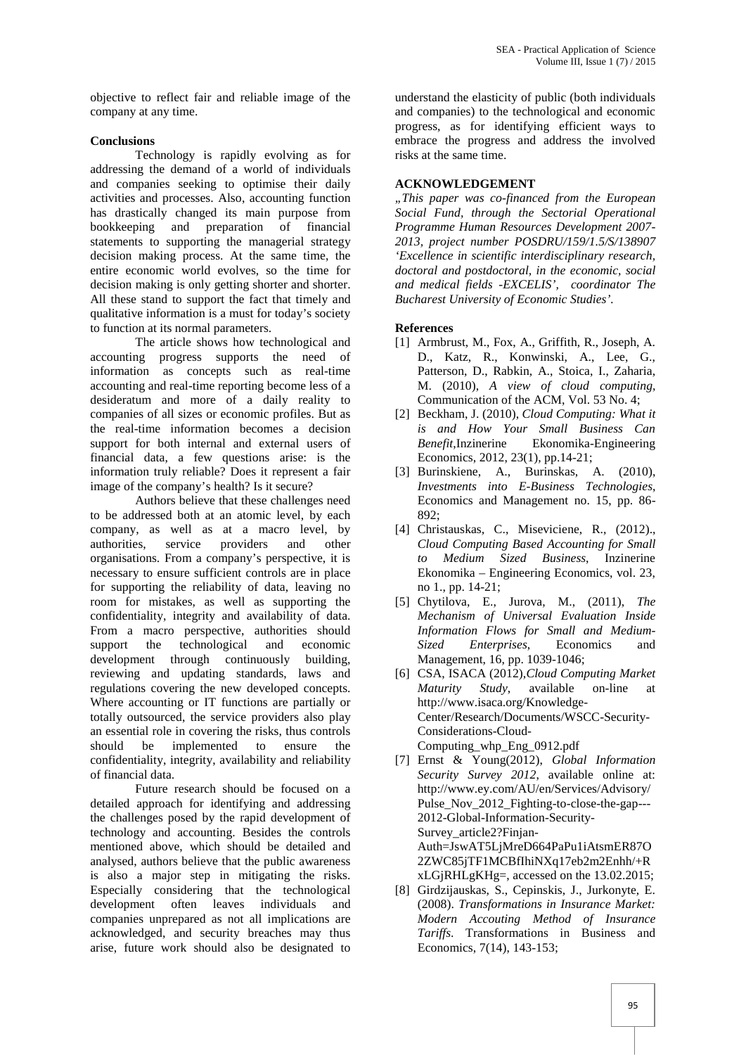objective to reflect fair and reliable image of the company at any time.

## Conclusions

Technology is rapidly evolving as for addressing the demand of a world of individuals and companies seeking to optimise their daily activities and processes. Also, accounting function has drastically changed its main purpose from bookkeeping and preparation of financial statements to supporting the managerial strategy decision making process. At the same time, the entire economic world evolves, so the time for decision making is only getting shorter and shorter. All these stand to support the fact that timely and qualitative information is a must for today's society to function at its normal parameters.

The article shows how technological and accounting progress supports the need of information as concepts such as real-time accounting and real-time reporting become less of a desideratum and more of a daily reality to companies of all sizes or economic profiles. But as the real-time information becomes a decision support for both internal and external users of financial data, a few questions arise: is the information truly reliable? Does it represent a fair image of the company's health? Is it secure?

Authors believe that these challenges need to be addressed both at an atomic level, by each company, as well as at a macro level, by authorities, service providers and other organisations. From a company's perspective, it is necessary to ensure sufficient controls are in place for supporting the reliability of data, leaving no room for mistakes, as well as supporting the confidentiality, integrity and availability of data. From a macro perspective, authorities should support the technological and economic development through continuously building, reviewing and updating standards, laws and regulations covering the new developed concepts. Where accounting or IT functions are partially or totally outsourced, the service providers also play an essential role in covering the risks, thus controls should be implemented to ensure the confidentiality, integrity, availability and reliability of financial data.

Future research should be focused on a detailed approach for identifying and addressing the challenges posed by the rapid development of technology and accounting. Besides the controls mentioned above, which should be detailed and analysed, authors believe that the public awareness is also a major step in mitigating the risks. Especially considering that the technological development often leaves individuals and companies unprepared as not all implications are acknowledged, and security breaches may thus arise, future work should also be designated to understand the elasticity of public (both individuals and companies) to the technological and economic progress, as for identifying efficient ways to embrace the progress and address the involved risks at the same time.

## ACKNOWLEDGEMENT

*„This paper was co-financed from the European Social Fund, through the Sectorial Operational Programme Human Resources Development 2007-2013, project number POSDRU/159/1.5/S/138907 'Excellence in scientific interdisciplinary research, doctoral and postdoctoral, in the economic, social and medical fields -EXCELIS', coordinator The Bucharest University of Economic Studies'.*

## References

[1] Armbrust, M., Fox, A., Griffith, R., Joseph, A. D., Katz, R., Konwinski, A., Lee, G., Patterson, D., Rabkin, A., Stoica, I., Zaharia, M. (2010), *A view of cloud computing*, Communication of the ACM, Vol. 53 No. 4;

[2] Beckham, J. (2010), *Cloud Computing: What it is and How Your Small Business Can Benefit*,Inzinerine Ekonomika-Engineering Economics, 2012, 23(1), pp.14-21;

[3] Burinskiene, A., Burinskas, A. (2010), *Investments into E-Business Technologies*, Economics and Management no. 15, pp. 86-892;

[4] Christauskas, C., Miseviciene, R., (2012)., *Cloud Computing Based Accounting for Small to Medium Sized Business*, Inzinerine Ekonomika – Engineering Economics, vol. 23, no 1., pp. 14-21;

[5] Chytilova, E., Jurova, M., (2011), *The Mechanism of Universal Evaluation Inside Information Flows for Small and Medium-Sized Enterprises*, Economics and Management, 16, pp. 1039-1046;

[6] CSA, ISACA (2012),*Cloud Computing Market Maturity Study*, available on-line at http://www.isaca.org/Knowledge-Center/Research/Documents/WSCC-Security-Considerations-Cloud-Computing_whp_Eng_0912.pdf

[7] Ernst & Young(2012), *Global Information Security Survey 2012*, available online at: http://www.ey.com/AU/en/Services/Advisory/Pulse_Nov_2012_Fighting-to-close-the-gap---2012-Global-Information-Security-Survey_article2?Finjan-Auth=JswAT5LjMreD664PaPu1iAtsmER87O2ZWC85jTF1MCBfIhiNXq17eb2m2Enhh/+RxLGjRHLgKHg=, accessed on the 13.02.2015;

[8] Girdzijauskas, S., Cepinskis, J., Jurkonyte, E. (2008). *Transformations in Insurance Market: Modern Accouting Method of Insurance Tariffs*. Transformations in Business and Economics, 7(14), 143-153;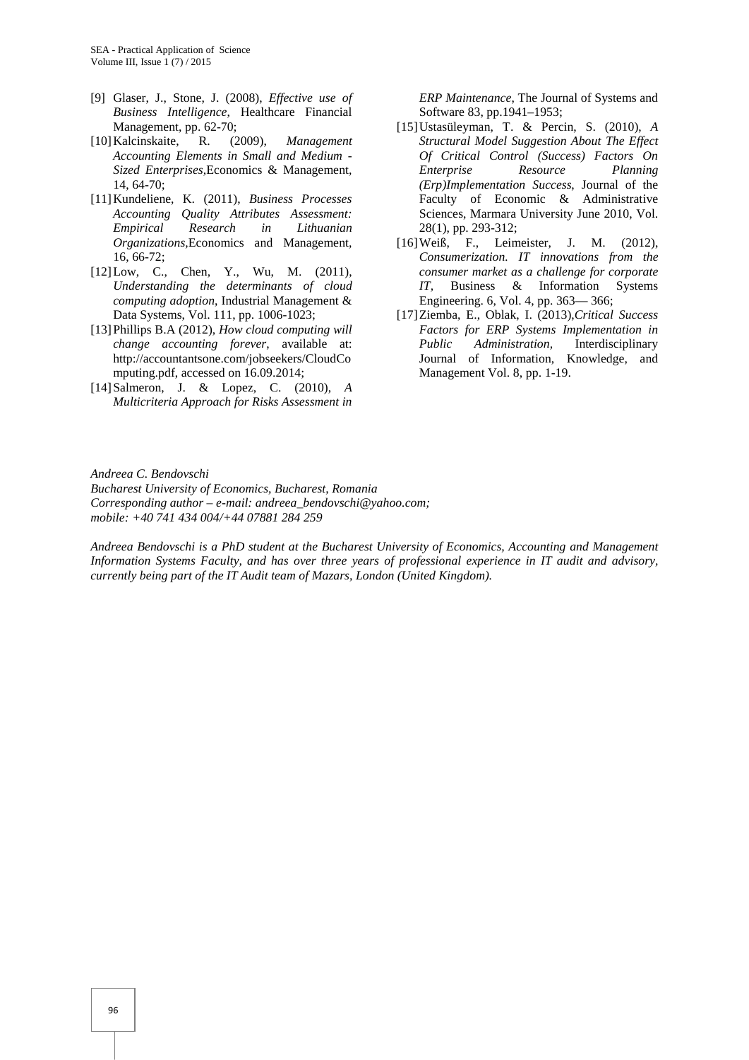[9] Glaser, J., Stone, J. (2008), *Effective use of Business Intelligence*, Healthcare Financial Management, pp. 62-70;

[10] Kalcinskaite, R. (2009), *Management Accounting Elements in Small and Medium - Sized Enterprises*,Economics & Management, 14, 64-70;

[11] Kundeliene, K. (2011), *Business Processes Accounting Quality Attributes Assessment: Empirical Research in Lithuanian Organizations*,Economics and Management, 16, 66-72;

[12] Low, C., Chen, Y., Wu, M. (2011), *Understanding the determinants of cloud computing adoption*, Industrial Management & Data Systems, Vol. 111, pp. 1006-1023;

[13] Phillips B.A (2012), *How cloud computing will change accounting forever*, available at: http://accountantsone.com/jobseekers/CloudComputing.pdf, accessed on 16.09.2014;

[14] Salmeron, J. & Lopez, C. (2010), *A Multicriteria Approach for Risks Assessment in ERP Maintenance*, The Journal of Systems and Software 83, pp.1941–1953;

[15] Ustasüleyman, T. & Percin, S. (2010), *A Structural Model Suggestion About The Effect Of Critical Control (Success) Factors On Enterprise Resource Planning (Erp)Implementation Success*, Journal of the Faculty of Economic & Administrative Sciences, Marmara University June 2010, Vol. 28(1), pp. 293-312;

[16] Weiß, F., Leimeister, J. M. (2012), *Consumerization. IT innovations from the consumer market as a challenge for corporate IT*, Business & Information Systems Engineering. 6, Vol. 4, pp. 363— 366;

[17] Ziemba, E., Oblak, I. (2013),*Critical Success Factors for ERP Systems Implementation in Public Administration*, Interdisciplinary Journal of Information, Knowledge, and Management Vol. 8, pp. 1-19.

*Andreea C. Bendovschi*
*Bucharest University of Economics, Bucharest, Romania*
*Corresponding author – e-mail: andreea_bendovschi@yahoo.com;*
*mobile: +40 741 434 004/+44 07881 284 259*

*Andreea Bendovschi is a PhD student at the Bucharest University of Economics, Accounting and Management Information Systems Faculty, and has over three years of professional experience in IT audit and advisory, currently being part of the IT Audit team of Mazars, London (United Kingdom).*